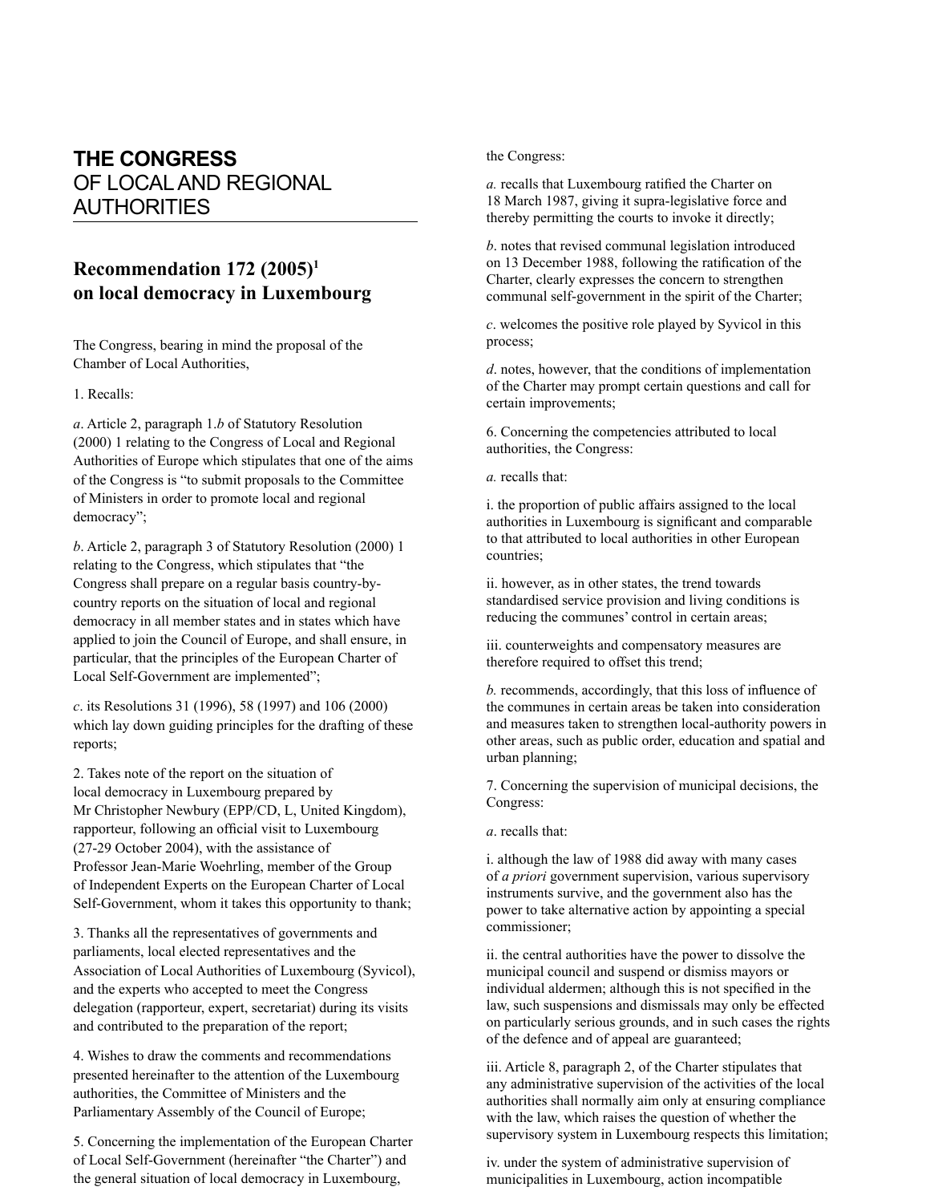# THE CONGRESS OF LOCAL AND REGIONAL AUTHORITIES

## Recommendation 172 (2005)[1] on local democracy in Luxembourg

The Congress, bearing in mind the proposal of the Chamber of Local Authorities,

1. Recalls:

*a*. Article 2, paragraph 1.*b* of Statutory Resolution (2000) 1 relating to the Congress of Local and Regional Authorities of Europe which stipulates that one of the aims of the Congress is "to submit proposals to the Committee of Ministers in order to promote local and regional democracy";

*b*. Article 2, paragraph 3 of Statutory Resolution (2000) 1 relating to the Congress, which stipulates that "the Congress shall prepare on a regular basis country-by-country reports on the situation of local and regional democracy in all member states and in states which have applied to join the Council of Europe, and shall ensure, in particular, that the principles of the European Charter of Local Self-Government are implemented";

*c*. its Resolutions 31 (1996), 58 (1997) and 106 (2000) which lay down guiding principles for the drafting of these reports;

2. Takes note of the report on the situation of local democracy in Luxembourg prepared by Mr Christopher Newbury (EPP/CD, L, United Kingdom), rapporteur, following an official visit to Luxembourg (27-29 October 2004), with the assistance of Professor Jean-Marie Woehrling, member of the Group of Independent Experts on the European Charter of Local Self-Government, whom it takes this opportunity to thank;

3. Thanks all the representatives of governments and parliaments, local elected representatives and the Association of Local Authorities of Luxembourg (Syvicol), and the experts who accepted to meet the Congress delegation (rapporteur, expert, secretariat) during its visits and contributed to the preparation of the report;

4. Wishes to draw the comments and recommendations presented hereinafter to the attention of the Luxembourg authorities, the Committee of Ministers and the Parliamentary Assembly of the Council of Europe;

5. Concerning the implementation of the European Charter of Local Self-Government (hereinafter "the Charter") and the general situation of local democracy in Luxembourg, the Congress:

*a.* recalls that Luxembourg ratified the Charter on 18 March 1987, giving it supra-legislative force and thereby permitting the courts to invoke it directly;

*b*. notes that revised communal legislation introduced on 13 December 1988, following the ratification of the Charter, clearly expresses the concern to strengthen communal self-government in the spirit of the Charter;

*c*. welcomes the positive role played by Syvicol in this process;

*d*. notes, however, that the conditions of implementation of the Charter may prompt certain questions and call for certain improvements;

6. Concerning the competencies attributed to local authorities, the Congress:

*a.* recalls that:

i. the proportion of public affairs assigned to the local authorities in Luxembourg is significant and comparable to that attributed to local authorities in other European countries;

ii. however, as in other states, the trend towards standardised service provision and living conditions is reducing the communes' control in certain areas;

iii. counterweights and compensatory measures are therefore required to offset this trend;

*b.* recommends, accordingly, that this loss of influence of the communes in certain areas be taken into consideration and measures taken to strengthen local-authority powers in other areas, such as public order, education and spatial and urban planning;

7. Concerning the supervision of municipal decisions, the Congress:

*a*. recalls that:

i. although the law of 1988 did away with many cases of *a priori* government supervision, various supervisory instruments survive, and the government also has the power to take alternative action by appointing a special commissioner;

ii. the central authorities have the power to dissolve the municipal council and suspend or dismiss mayors or individual aldermen; although this is not specified in the law, such suspensions and dismissals may only be effected on particularly serious grounds, and in such cases the rights of the defence and of appeal are guaranteed;

iii. Article 8, paragraph 2, of the Charter stipulates that any administrative supervision of the activities of the local authorities shall normally aim only at ensuring compliance with the law, which raises the question of whether the supervisory system in Luxembourg respects this limitation;

iv. under the system of administrative supervision of municipalities in Luxembourg, action incompatible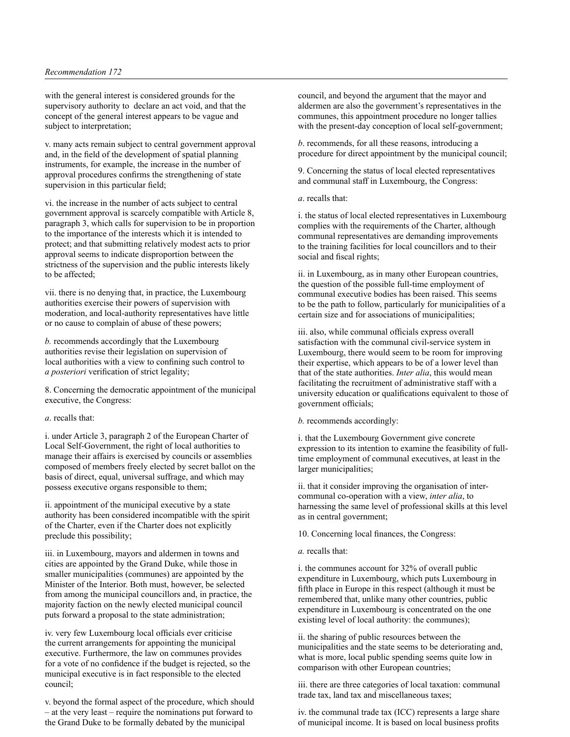with the general interest is considered grounds for the supervisory authority to declare an act void, and that the concept of the general interest appears to be vague and subject to interpretation;

v. many acts remain subject to central government approval and, in the field of the development of spatial planning instruments, for example, the increase in the number of approval procedures confirms the strengthening of state supervision in this particular field;

vi. the increase in the number of acts subject to central government approval is scarcely compatible with Article 8, paragraph 3, which calls for supervision to be in proportion to the importance of the interests which it is intended to protect; and that submitting relatively modest acts to prior approval seems to indicate disproportion between the strictness of the supervision and the public interests likely to be affected;

vii. there is no denying that, in practice, the Luxembourg authorities exercise their powers of supervision with moderation, and local-authority representatives have little or no cause to complain of abuse of these powers;

*b.* recommends accordingly that the Luxembourg authorities revise their legislation on supervision of local authorities with a view to confining such control to *a posteriori* verification of strict legality;

8. Concerning the democratic appointment of the municipal executive, the Congress:

*a*. recalls that:

i. under Article 3, paragraph 2 of the European Charter of Local Self-Government, the right of local authorities to manage their affairs is exercised by councils or assemblies composed of members freely elected by secret ballot on the basis of direct, equal, universal suffrage, and which may possess executive organs responsible to them;

ii. appointment of the municipal executive by a state authority has been considered incompatible with the spirit of the Charter, even if the Charter does not explicitly preclude this possibility;

iii. in Luxembourg, mayors and aldermen in towns and cities are appointed by the Grand Duke, while those in smaller municipalities (communes) are appointed by the Minister of the Interior. Both must, however, be selected from among the municipal councillors and, in practice, the majority faction on the newly elected municipal council puts forward a proposal to the state administration;

iv. very few Luxembourg local officials ever criticise the current arrangements for appointing the municipal executive. Furthermore, the law on communes provides for a vote of no confidence if the budget is rejected, so the municipal executive is in fact responsible to the elected council;

v. beyond the formal aspect of the procedure, which should – at the very least – require the nominations put forward to the Grand Duke to be formally debated by the municipal council, and beyond the argument that the mayor and aldermen are also the government's representatives in the communes, this appointment procedure no longer tallies with the present-day conception of local self-government;

*b*. recommends, for all these reasons, introducing a procedure for direct appointment by the municipal council;

9. Concerning the status of local elected representatives and communal staff in Luxembourg, the Congress:

*a*. recalls that:

i. the status of local elected representatives in Luxembourg complies with the requirements of the Charter, although communal representatives are demanding improvements to the training facilities for local councillors and to their social and fiscal rights;

ii. in Luxembourg, as in many other European countries, the question of the possible full-time employment of communal executive bodies has been raised. This seems to be the path to follow, particularly for municipalities of a certain size and for associations of municipalities;

iii. also, while communal officials express overall satisfaction with the communal civil-service system in Luxembourg, there would seem to be room for improving their expertise, which appears to be of a lower level than that of the state authorities. *Inter alia*, this would mean facilitating the recruitment of administrative staff with a university education or qualifications equivalent to those of government officials;

*b.* recommends accordingly:

i. that the Luxembourg Government give concrete expression to its intention to examine the feasibility of full-time employment of communal executives, at least in the larger municipalities;

ii. that it consider improving the organisation of inter-communal co-operation with a view, *inter alia*, to harnessing the same level of professional skills at this level as in central government;

10. Concerning local finances, the Congress:

*a.* recalls that:

i. the communes account for 32% of overall public expenditure in Luxembourg, which puts Luxembourg in fifth place in Europe in this respect (although it must be remembered that, unlike many other countries, public expenditure in Luxembourg is concentrated on the one existing level of local authority: the communes);

ii. the sharing of public resources between the municipalities and the state seems to be deteriorating and, what is more, local public spending seems quite low in comparison with other European countries;

iii. there are three categories of local taxation: communal trade tax, land tax and miscellaneous taxes;

iv. the communal trade tax (ICC) represents a large share of municipal income. It is based on local business profits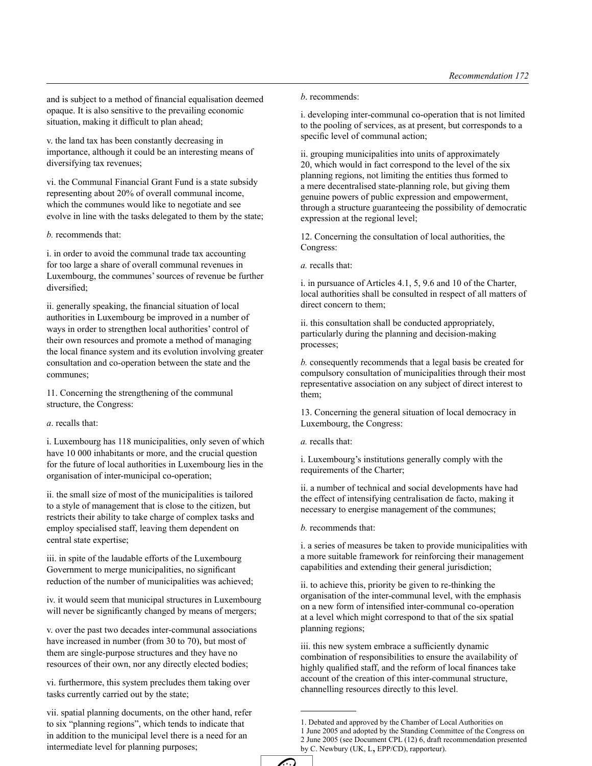and is subject to a method of financial equalisation deemed opaque. It is also sensitive to the prevailing economic situation, making it difficult to plan ahead;

v. the land tax has been constantly decreasing in importance, although it could be an interesting means of diversifying tax revenues;

vi. the Communal Financial Grant Fund is a state subsidy representing about 20% of overall communal income, which the communes would like to negotiate and see evolve in line with the tasks delegated to them by the state;

*b.* recommends that:

i. in order to avoid the communal trade tax accounting for too large a share of overall communal revenues in Luxembourg, the communes' sources of revenue be further diversified;

ii. generally speaking, the financial situation of local authorities in Luxembourg be improved in a number of ways in order to strengthen local authorities' control of their own resources and promote a method of managing the local finance system and its evolution involving greater consultation and co-operation between the state and the communes;

11. Concerning the strengthening of the communal structure, the Congress:

*a*. recalls that:

i. Luxembourg has 118 municipalities, only seven of which have 10 000 inhabitants or more, and the crucial question for the future of local authorities in Luxembourg lies in the organisation of inter-municipal co-operation;

ii. the small size of most of the municipalities is tailored to a style of management that is close to the citizen, but restricts their ability to take charge of complex tasks and employ specialised staff, leaving them dependent on central state expertise;

iii. in spite of the laudable efforts of the Luxembourg Government to merge municipalities, no significant reduction of the number of municipalities was achieved;

iv. it would seem that municipal structures in Luxembourg will never be significantly changed by means of mergers;

v. over the past two decades inter-communal associations have increased in number (from 30 to 70), but most of them are single-purpose structures and they have no resources of their own, nor any directly elected bodies;

vi. furthermore, this system precludes them taking over tasks currently carried out by the state;

vii. spatial planning documents, on the other hand, refer to six "planning regions", which tends to indicate that in addition to the municipal level there is a need for an intermediate level for planning purposes;

*b*. recommends:

i. developing inter-communal co-operation that is not limited to the pooling of services, as at present, but corresponds to a specific level of communal action;

ii. grouping municipalities into units of approximately 20, which would in fact correspond to the level of the six planning regions, not limiting the entities thus formed to a mere decentralised state-planning role, but giving them genuine powers of public expression and empowerment, through a structure guaranteeing the possibility of democratic expression at the regional level;

12. Concerning the consultation of local authorities, the Congress:

*a.* recalls that:

i. in pursuance of Articles 4.1, 5, 9.6 and 10 of the Charter, local authorities shall be consulted in respect of all matters of direct concern to them;

ii. this consultation shall be conducted appropriately, particularly during the planning and decision-making processes;

*b.* consequently recommends that a legal basis be created for compulsory consultation of municipalities through their most representative association on any subject of direct interest to them;

13. Concerning the general situation of local democracy in Luxembourg, the Congress:

*a.* recalls that:

i. Luxembourg's institutions generally comply with the requirements of the Charter;

ii. a number of technical and social developments have had the effect of intensifying centralisation de facto, making it necessary to energise management of the communes;

*b.* recommends that:

i. a series of measures be taken to provide municipalities with a more suitable framework for reinforcing their management capabilities and extending their general jurisdiction;

ii. to achieve this, priority be given to re-thinking the organisation of the inter-communal level, with the emphasis on a new form of intensified inter-communal co-operation at a level which might correspond to that of the six spatial planning regions;

iii. this new system embrace a sufficiently dynamic combination of responsibilities to ensure the availability of highly qualified staff, and the reform of local finances take account of the creation of this inter-communal structure, channelling resources directly to this level.

---

1. Debated and approved by the Chamber of Local Authorities on 1 June 2005 and adopted by the Standing Committee of the Congress on 2 June 2005 (see Document CPL (12) 6, draft recommendation presented by C. Newbury (UK, L, EPP/CD), rapporteur).